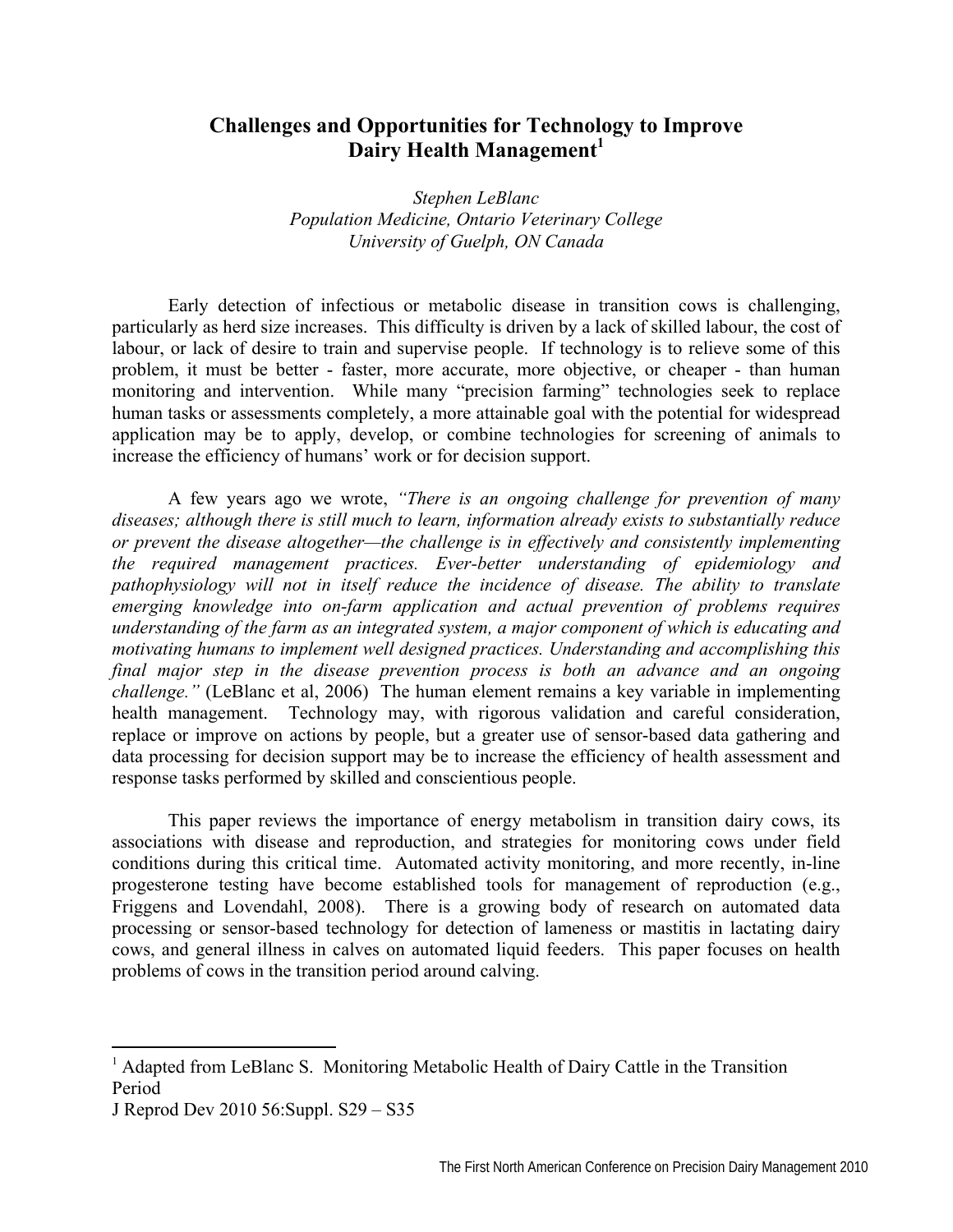# Challenges and Opportunities for Technology to Improve Dairy Health Management[1]

*Stephen LeBlanc*
*Population Medicine, Ontario Veterinary College*
*University of Guelph, ON Canada*

Early detection of infectious or metabolic disease in transition cows is challenging, particularly as herd size increases. This difficulty is driven by a lack of skilled labour, the cost of labour, or lack of desire to train and supervise people. If technology is to relieve some of this problem, it must be better - faster, more accurate, more objective, or cheaper - than human monitoring and intervention. While many "precision farming" technologies seek to replace human tasks or assessments completely, a more attainable goal with the potential for widespread application may be to apply, develop, or combine technologies for screening of animals to increase the efficiency of humans' work or for decision support.

A few years ago we wrote, *"There is an ongoing challenge for prevention of many diseases; although there is still much to learn, information already exists to substantially reduce or prevent the disease altogether—the challenge is in effectively and consistently implementing the required management practices. Ever-better understanding of epidemiology and pathophysiology will not in itself reduce the incidence of disease. The ability to translate emerging knowledge into on-farm application and actual prevention of problems requires understanding of the farm as an integrated system, a major component of which is educating and motivating humans to implement well designed practices. Understanding and accomplishing this final major step in the disease prevention process is both an advance and an ongoing challenge."* (LeBlanc et al, 2006) The human element remains a key variable in implementing health management. Technology may, with rigorous validation and careful consideration, replace or improve on actions by people, but a greater use of sensor-based data gathering and data processing for decision support may be to increase the efficiency of health assessment and response tasks performed by skilled and conscientious people.

This paper reviews the importance of energy metabolism in transition dairy cows, its associations with disease and reproduction, and strategies for monitoring cows under field conditions during this critical time. Automated activity monitoring, and more recently, in-line progesterone testing have become established tools for management of reproduction (e.g., Friggens and Lovendahl, 2008). There is a growing body of research on automated data processing or sensor-based technology for detection of lameness or mastitis in lactating dairy cows, and general illness in calves on automated liquid feeders. This paper focuses on health problems of cows in the transition period around calving.

---

[1] Adapted from LeBlanc S. Monitoring Metabolic Health of Dairy Cattle in the Transition Period
J Reprod Dev 2010 56:Suppl. S29 – S35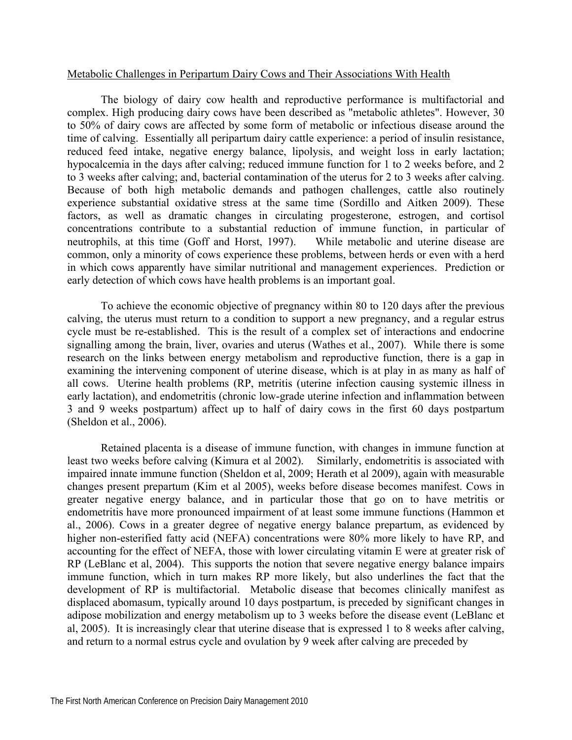Metabolic Challenges in Peripartum Dairy Cows and Their Associations With Health

The biology of dairy cow health and reproductive performance is multifactorial and complex. High producing dairy cows have been described as "metabolic athletes". However, 30 to 50% of dairy cows are affected by some form of metabolic or infectious disease around the time of calving. Essentially all peripartum dairy cattle experience: a period of insulin resistance, reduced feed intake, negative energy balance, lipolysis, and weight loss in early lactation; hypocalcemia in the days after calving; reduced immune function for 1 to 2 weeks before, and 2 to 3 weeks after calving; and, bacterial contamination of the uterus for 2 to 3 weeks after calving. Because of both high metabolic demands and pathogen challenges, cattle also routinely experience substantial oxidative stress at the same time (Sordillo and Aitken 2009). These factors, as well as dramatic changes in circulating progesterone, estrogen, and cortisol concentrations contribute to a substantial reduction of immune function, in particular of neutrophils, at this time (Goff and Horst, 1997). While metabolic and uterine disease are common, only a minority of cows experience these problems, between herds or even with a herd in which cows apparently have similar nutritional and management experiences. Prediction or early detection of which cows have health problems is an important goal.

To achieve the economic objective of pregnancy within 80 to 120 days after the previous calving, the uterus must return to a condition to support a new pregnancy, and a regular estrus cycle must be re-established. This is the result of a complex set of interactions and endocrine signalling among the brain, liver, ovaries and uterus (Wathes et al., 2007). While there is some research on the links between energy metabolism and reproductive function, there is a gap in examining the intervening component of uterine disease, which is at play in as many as half of all cows. Uterine health problems (RP, metritis (uterine infection causing systemic illness in early lactation), and endometritis (chronic low-grade uterine infection and inflammation between 3 and 9 weeks postpartum) affect up to half of dairy cows in the first 60 days postpartum (Sheldon et al., 2006).

Retained placenta is a disease of immune function, with changes in immune function at least two weeks before calving (Kimura et al 2002). Similarly, endometritis is associated with impaired innate immune function (Sheldon et al, 2009; Herath et al 2009), again with measurable changes present prepartum (Kim et al 2005), weeks before disease becomes manifest. Cows in greater negative energy balance, and in particular those that go on to have metritis or endometritis have more pronounced impairment of at least some immune functions (Hammon et al., 2006). Cows in a greater degree of negative energy balance prepartum, as evidenced by higher non-esterified fatty acid (NEFA) concentrations were 80% more likely to have RP, and accounting for the effect of NEFA, those with lower circulating vitamin E were at greater risk of RP (LeBlanc et al, 2004). This supports the notion that severe negative energy balance impairs immune function, which in turn makes RP more likely, but also underlines the fact that the development of RP is multifactorial. Metabolic disease that becomes clinically manifest as displaced abomasum, typically around 10 days postpartum, is preceded by significant changes in adipose mobilization and energy metabolism up to 3 weeks before the disease event (LeBlanc et al, 2005). It is increasingly clear that uterine disease that is expressed 1 to 8 weeks after calving, and return to a normal estrus cycle and ovulation by 9 week after calving are preceded by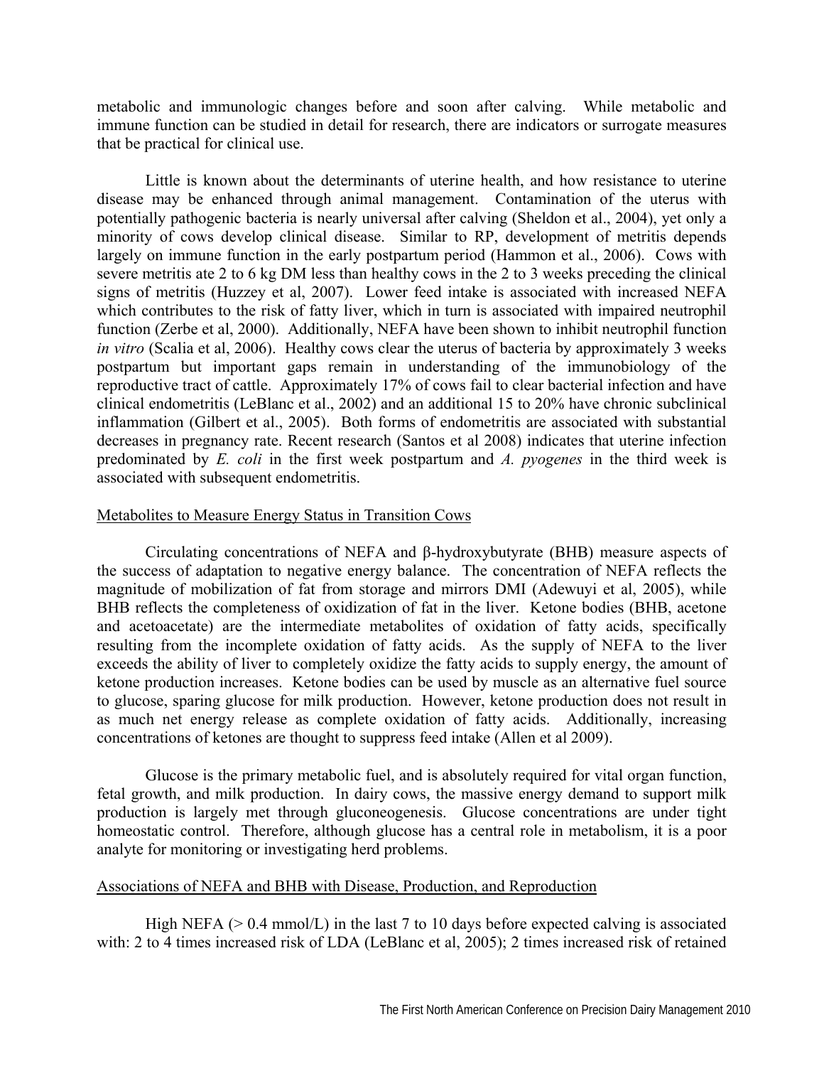metabolic and immunologic changes before and soon after calving. While metabolic and immune function can be studied in detail for research, there are indicators or surrogate measures that be practical for clinical use.

Little is known about the determinants of uterine health, and how resistance to uterine disease may be enhanced through animal management. Contamination of the uterus with potentially pathogenic bacteria is nearly universal after calving (Sheldon et al., 2004), yet only a minority of cows develop clinical disease. Similar to RP, development of metritis depends largely on immune function in the early postpartum period (Hammon et al., 2006). Cows with severe metritis ate 2 to 6 kg DM less than healthy cows in the 2 to 3 weeks preceding the clinical signs of metritis (Huzzey et al, 2007). Lower feed intake is associated with increased NEFA which contributes to the risk of fatty liver, which in turn is associated with impaired neutrophil function (Zerbe et al, 2000). Additionally, NEFA have been shown to inhibit neutrophil function *in vitro* (Scalia et al, 2006). Healthy cows clear the uterus of bacteria by approximately 3 weeks postpartum but important gaps remain in understanding of the immunobiology of the reproductive tract of cattle. Approximately 17% of cows fail to clear bacterial infection and have clinical endometritis (LeBlanc et al., 2002) and an additional 15 to 20% have chronic subclinical inflammation (Gilbert et al., 2005). Both forms of endometritis are associated with substantial decreases in pregnancy rate. Recent research (Santos et al 2008) indicates that uterine infection predominated by *E. coli* in the first week postpartum and *A. pyogenes* in the third week is associated with subsequent endometritis.

## Metabolites to Measure Energy Status in Transition Cows

Circulating concentrations of NEFA and β-hydroxybutyrate (BHB) measure aspects of the success of adaptation to negative energy balance. The concentration of NEFA reflects the magnitude of mobilization of fat from storage and mirrors DMI (Adewuyi et al, 2005), while BHB reflects the completeness of oxidization of fat in the liver. Ketone bodies (BHB, acetone and acetoacetate) are the intermediate metabolites of oxidation of fatty acids, specifically resulting from the incomplete oxidation of fatty acids. As the supply of NEFA to the liver exceeds the ability of liver to completely oxidize the fatty acids to supply energy, the amount of ketone production increases. Ketone bodies can be used by muscle as an alternative fuel source to glucose, sparing glucose for milk production. However, ketone production does not result in as much net energy release as complete oxidation of fatty acids. Additionally, increasing concentrations of ketones are thought to suppress feed intake (Allen et al 2009).

Glucose is the primary metabolic fuel, and is absolutely required for vital organ function, fetal growth, and milk production. In dairy cows, the massive energy demand to support milk production is largely met through gluconeogenesis. Glucose concentrations are under tight homeostatic control. Therefore, although glucose has a central role in metabolism, it is a poor analyte for monitoring or investigating herd problems.

## Associations of NEFA and BHB with Disease, Production, and Reproduction

High NEFA (> 0.4 mmol/L) in the last 7 to 10 days before expected calving is associated with: 2 to 4 times increased risk of LDA (LeBlanc et al, 2005); 2 times increased risk of retained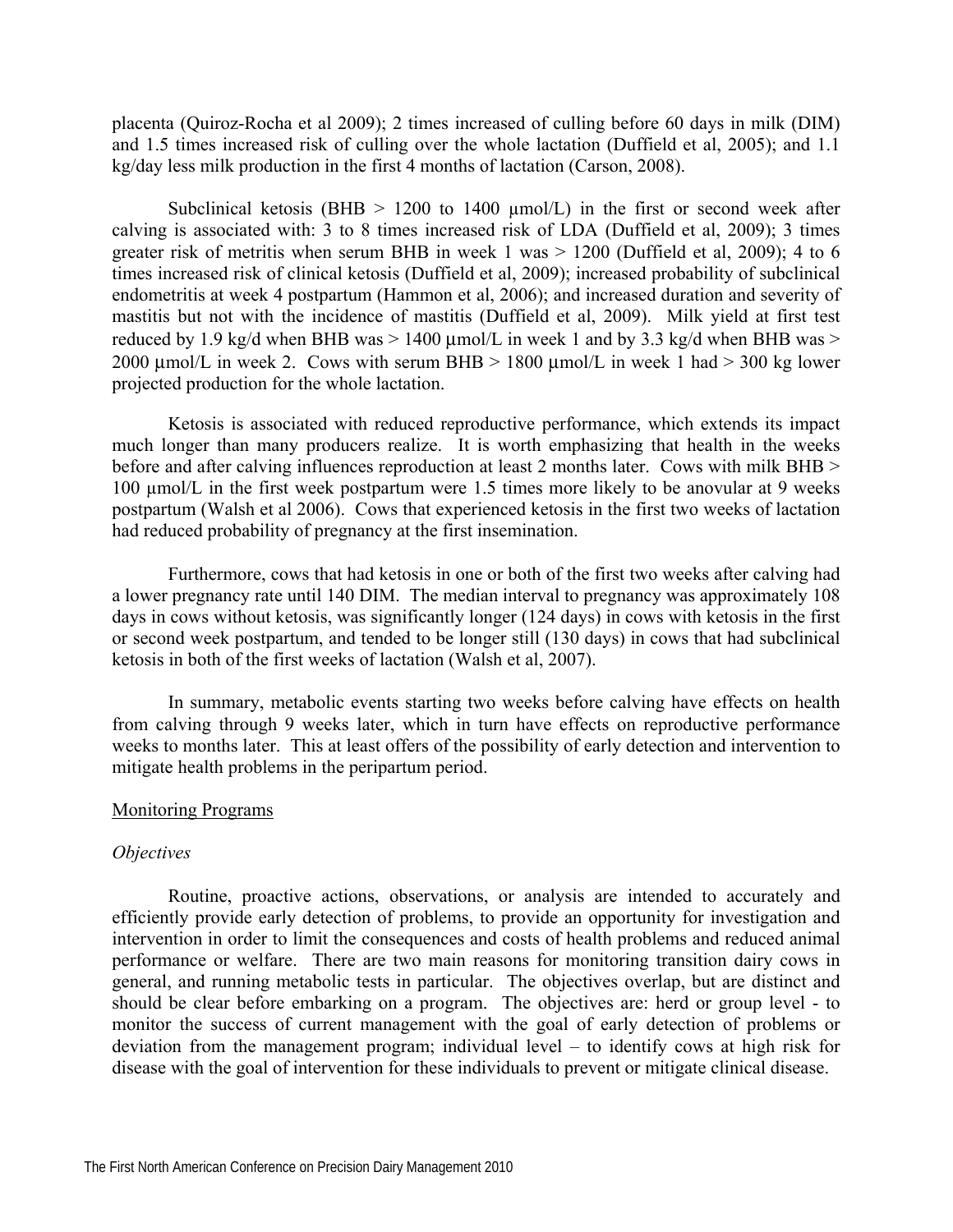placenta (Quiroz-Rocha et al 2009); 2 times increased of culling before 60 days in milk (DIM) and 1.5 times increased risk of culling over the whole lactation (Duffield et al, 2005); and 1.1 kg/day less milk production in the first 4 months of lactation (Carson, 2008).

Subclinical ketosis (BHB > 1200 to 1400 µmol/L) in the first or second week after calving is associated with: 3 to 8 times increased risk of LDA (Duffield et al, 2009); 3 times greater risk of metritis when serum BHB in week 1 was > 1200 (Duffield et al, 2009); 4 to 6 times increased risk of clinical ketosis (Duffield et al, 2009); increased probability of subclinical endometritis at week 4 postpartum (Hammon et al, 2006); and increased duration and severity of mastitis but not with the incidence of mastitis (Duffield et al, 2009). Milk yield at first test reduced by 1.9 kg/d when BHB was > 1400 µmol/L in week 1 and by 3.3 kg/d when BHB was > 2000 µmol/L in week 2. Cows with serum BHB > 1800 µmol/L in week 1 had > 300 kg lower projected production for the whole lactation.

Ketosis is associated with reduced reproductive performance, which extends its impact much longer than many producers realize. It is worth emphasizing that health in the weeks before and after calving influences reproduction at least 2 months later. Cows with milk BHB > 100 µmol/L in the first week postpartum were 1.5 times more likely to be anovular at 9 weeks postpartum (Walsh et al 2006). Cows that experienced ketosis in the first two weeks of lactation had reduced probability of pregnancy at the first insemination.

Furthermore, cows that had ketosis in one or both of the first two weeks after calving had a lower pregnancy rate until 140 DIM. The median interval to pregnancy was approximately 108 days in cows without ketosis, was significantly longer (124 days) in cows with ketosis in the first or second week postpartum, and tended to be longer still (130 days) in cows that had subclinical ketosis in both of the first weeks of lactation (Walsh et al, 2007).

In summary, metabolic events starting two weeks before calving have effects on health from calving through 9 weeks later, which in turn have effects on reproductive performance weeks to months later. This at least offers of the possibility of early detection and intervention to mitigate health problems in the peripartum period.

## Monitoring Programs

### *Objectives*

Routine, proactive actions, observations, or analysis are intended to accurately and efficiently provide early detection of problems, to provide an opportunity for investigation and intervention in order to limit the consequences and costs of health problems and reduced animal performance or welfare. There are two main reasons for monitoring transition dairy cows in general, and running metabolic tests in particular. The objectives overlap, but are distinct and should be clear before embarking on a program. The objectives are: herd or group level - to monitor the success of current management with the goal of early detection of problems or deviation from the management program; individual level – to identify cows at high risk for disease with the goal of intervention for these individuals to prevent or mitigate clinical disease.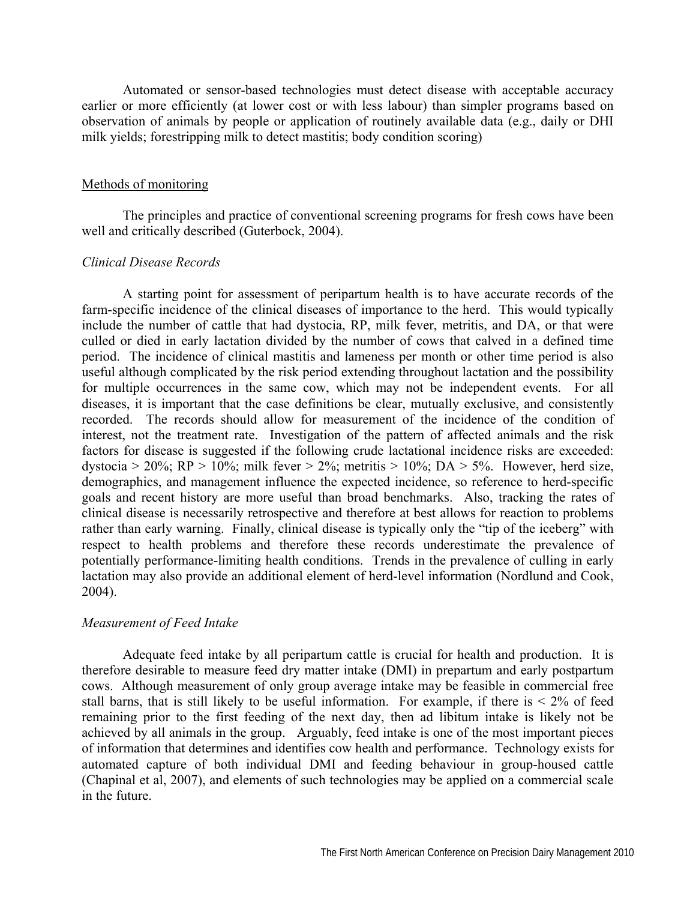Automated or sensor-based technologies must detect disease with acceptable accuracy earlier or more efficiently (at lower cost or with less labour) than simpler programs based on observation of animals by people or application of routinely available data (e.g., daily or DHI milk yields; forestripping milk to detect mastitis; body condition scoring)

## Methods of monitoring

The principles and practice of conventional screening programs for fresh cows have been well and critically described (Guterbock, 2004).

### *Clinical Disease Records*

A starting point for assessment of peripartum health is to have accurate records of the farm-specific incidence of the clinical diseases of importance to the herd. This would typically include the number of cattle that had dystocia, RP, milk fever, metritis, and DA, or that were culled or died in early lactation divided by the number of cows that calved in a defined time period. The incidence of clinical mastitis and lameness per month or other time period is also useful although complicated by the risk period extending throughout lactation and the possibility for multiple occurrences in the same cow, which may not be independent events. For all diseases, it is important that the case definitions be clear, mutually exclusive, and consistently recorded. The records should allow for measurement of the incidence of the condition of interest, not the treatment rate. Investigation of the pattern of affected animals and the risk factors for disease is suggested if the following crude lactational incidence risks are exceeded: dystocia > 20%; RP > 10%; milk fever > 2%; metritis > 10%; DA > 5%. However, herd size, demographics, and management influence the expected incidence, so reference to herd-specific goals and recent history are more useful than broad benchmarks. Also, tracking the rates of clinical disease is necessarily retrospective and therefore at best allows for reaction to problems rather than early warning. Finally, clinical disease is typically only the "tip of the iceberg" with respect to health problems and therefore these records underestimate the prevalence of potentially performance-limiting health conditions. Trends in the prevalence of culling in early lactation may also provide an additional element of herd-level information (Nordlund and Cook, 2004).

### *Measurement of Feed Intake*

Adequate feed intake by all peripartum cattle is crucial for health and production. It is therefore desirable to measure feed dry matter intake (DMI) in prepartum and early postpartum cows. Although measurement of only group average intake may be feasible in commercial free stall barns, that is still likely to be useful information. For example, if there is < 2% of feed remaining prior to the first feeding of the next day, then ad libitum intake is likely not be achieved by all animals in the group. Arguably, feed intake is one of the most important pieces of information that determines and identifies cow health and performance. Technology exists for automated capture of both individual DMI and feeding behaviour in group-housed cattle (Chapinal et al, 2007), and elements of such technologies may be applied on a commercial scale in the future.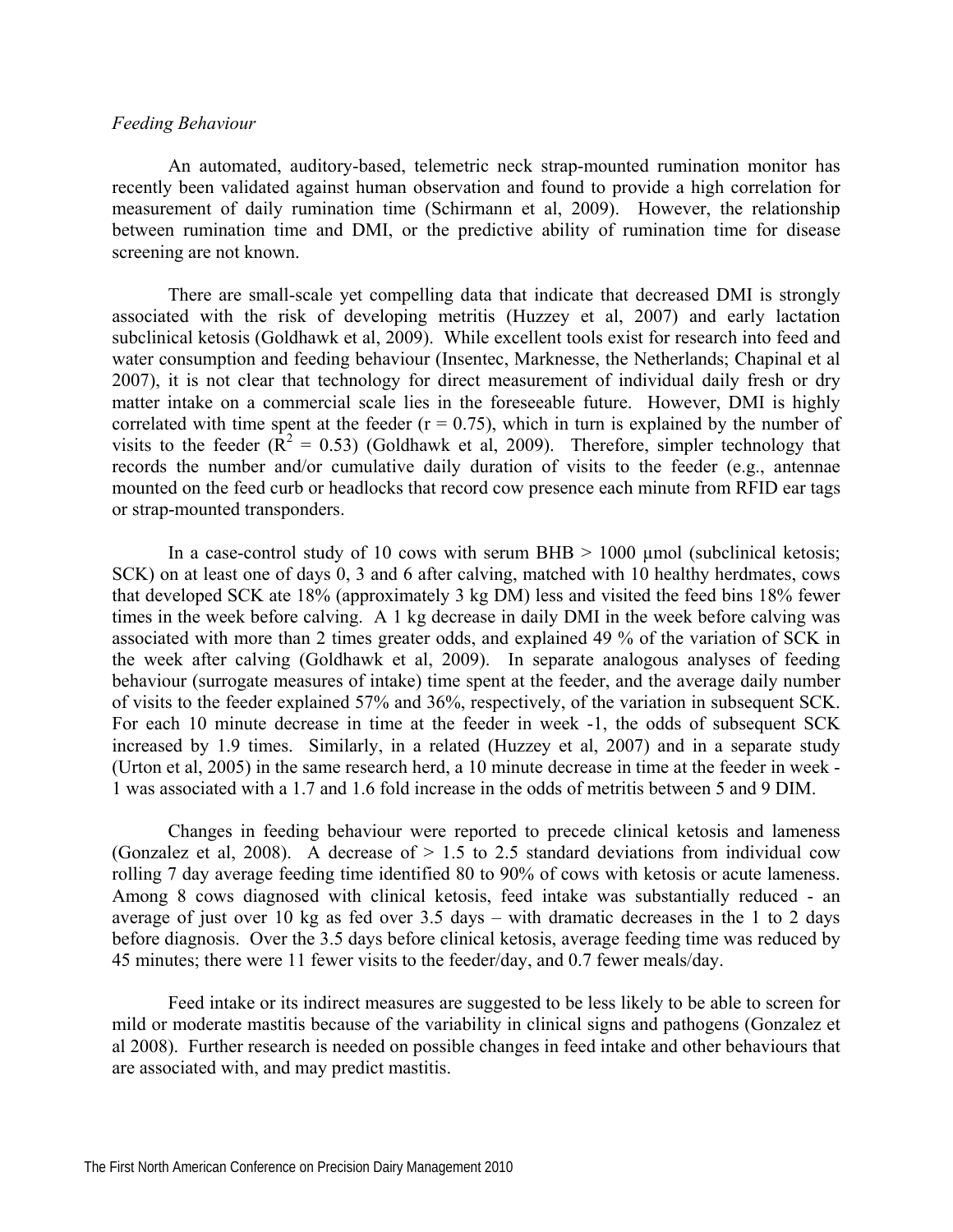*Feeding Behaviour*

An automated, auditory-based, telemetric neck strap-mounted rumination monitor has recently been validated against human observation and found to provide a high correlation for measurement of daily rumination time (Schirmann et al, 2009). However, the relationship between rumination time and DMI, or the predictive ability of rumination time for disease screening are not known.

There are small-scale yet compelling data that indicate that decreased DMI is strongly associated with the risk of developing metritis (Huzzey et al, 2007) and early lactation subclinical ketosis (Goldhawk et al, 2009). While excellent tools exist for research into feed and water consumption and feeding behaviour (Insentec, Marknesse, the Netherlands; Chapinal et al 2007), it is not clear that technology for direct measurement of individual daily fresh or dry matter intake on a commercial scale lies in the foreseeable future. However, DMI is highly correlated with time spent at the feeder ($r = 0.75$), which in turn is explained by the number of visits to the feeder ($R^2 = 0.53$) (Goldhawk et al, 2009). Therefore, simpler technology that records the number and/or cumulative daily duration of visits to the feeder (e.g., antennae mounted on the feed curb or headlocks that record cow presence each minute from RFID ear tags or strap-mounted transponders.

In a case-control study of 10 cows with serum BHB > 1000 μmol (subclinical ketosis; SCK) on at least one of days 0, 3 and 6 after calving, matched with 10 healthy herdmates, cows that developed SCK ate 18% (approximately 3 kg DM) less and visited the feed bins 18% fewer times in the week before calving. A 1 kg decrease in daily DMI in the week before calving was associated with more than 2 times greater odds, and explained 49 % of the variation of SCK in the week after calving (Goldhawk et al, 2009). In separate analogous analyses of feeding behaviour (surrogate measures of intake) time spent at the feeder, and the average daily number of visits to the feeder explained 57% and 36%, respectively, of the variation in subsequent SCK. For each 10 minute decrease in time at the feeder in week -1, the odds of subsequent SCK increased by 1.9 times. Similarly, in a related (Huzzey et al, 2007) and in a separate study (Urton et al, 2005) in the same research herd, a 10 minute decrease in time at the feeder in week -1 was associated with a 1.7 and 1.6 fold increase in the odds of metritis between 5 and 9 DIM.

Changes in feeding behaviour were reported to precede clinical ketosis and lameness (Gonzalez et al, 2008). A decrease of > 1.5 to 2.5 standard deviations from individual cow rolling 7 day average feeding time identified 80 to 90% of cows with ketosis or acute lameness. Among 8 cows diagnosed with clinical ketosis, feed intake was substantially reduced - an average of just over 10 kg as fed over 3.5 days – with dramatic decreases in the 1 to 2 days before diagnosis. Over the 3.5 days before clinical ketosis, average feeding time was reduced by 45 minutes; there were 11 fewer visits to the feeder/day, and 0.7 fewer meals/day.

Feed intake or its indirect measures are suggested to be less likely to be able to screen for mild or moderate mastitis because of the variability in clinical signs and pathogens (Gonzalez et al 2008). Further research is needed on possible changes in feed intake and other behaviours that are associated with, and may predict mastitis.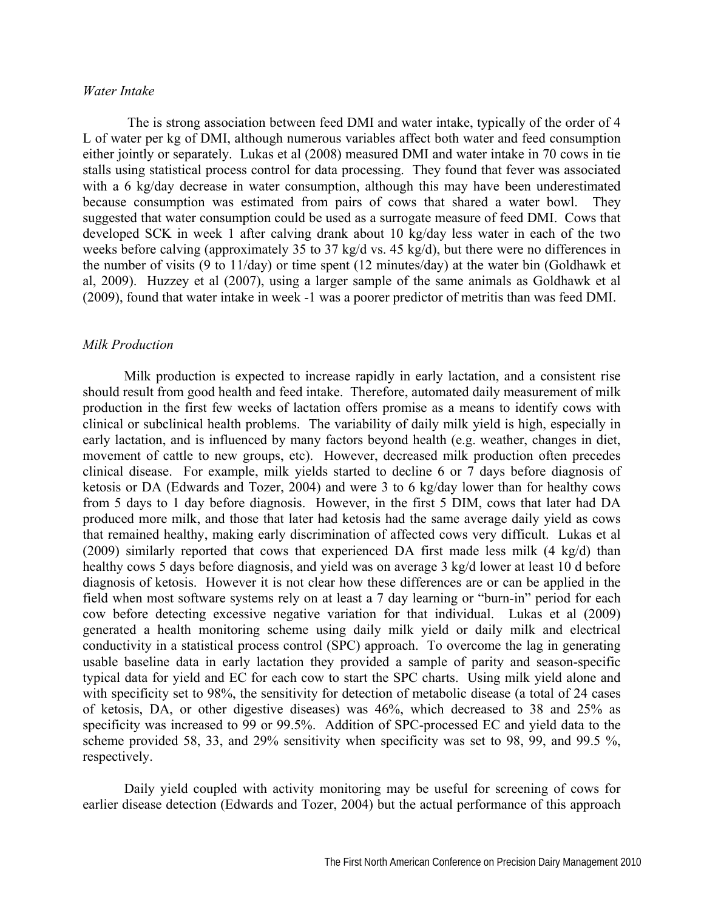*Water Intake*

The is strong association between feed DMI and water intake, typically of the order of 4 L of water per kg of DMI, although numerous variables affect both water and feed consumption either jointly or separately. Lukas et al (2008) measured DMI and water intake in 70 cows in tie stalls using statistical process control for data processing. They found that fever was associated with a 6 kg/day decrease in water consumption, although this may have been underestimated because consumption was estimated from pairs of cows that shared a water bowl. They suggested that water consumption could be used as a surrogate measure of feed DMI. Cows that developed SCK in week 1 after calving drank about 10 kg/day less water in each of the two weeks before calving (approximately 35 to 37 kg/d vs. 45 kg/d), but there were no differences in the number of visits (9 to 11/day) or time spent (12 minutes/day) at the water bin (Goldhawk et al, 2009). Huzzey et al (2007), using a larger sample of the same animals as Goldhawk et al (2009), found that water intake in week -1 was a poorer predictor of metritis than was feed DMI.

*Milk Production*

Milk production is expected to increase rapidly in early lactation, and a consistent rise should result from good health and feed intake. Therefore, automated daily measurement of milk production in the first few weeks of lactation offers promise as a means to identify cows with clinical or subclinical health problems. The variability of daily milk yield is high, especially in early lactation, and is influenced by many factors beyond health (e.g. weather, changes in diet, movement of cattle to new groups, etc). However, decreased milk production often precedes clinical disease. For example, milk yields started to decline 6 or 7 days before diagnosis of ketosis or DA (Edwards and Tozer, 2004) and were 3 to 6 kg/day lower than for healthy cows from 5 days to 1 day before diagnosis. However, in the first 5 DIM, cows that later had DA produced more milk, and those that later had ketosis had the same average daily yield as cows that remained healthy, making early discrimination of affected cows very difficult. Lukas et al (2009) similarly reported that cows that experienced DA first made less milk (4 kg/d) than healthy cows 5 days before diagnosis, and yield was on average 3 kg/d lower at least 10 d before diagnosis of ketosis. However it is not clear how these differences are or can be applied in the field when most software systems rely on at least a 7 day learning or "burn-in" period for each cow before detecting excessive negative variation for that individual. Lukas et al (2009) generated a health monitoring scheme using daily milk yield or daily milk and electrical conductivity in a statistical process control (SPC) approach. To overcome the lag in generating usable baseline data in early lactation they provided a sample of parity and season-specific typical data for yield and EC for each cow to start the SPC charts. Using milk yield alone and with specificity set to 98%, the sensitivity for detection of metabolic disease (a total of 24 cases of ketosis, DA, or other digestive diseases) was 46%, which decreased to 38 and 25% as specificity was increased to 99 or 99.5%. Addition of SPC-processed EC and yield data to the scheme provided 58, 33, and 29% sensitivity when specificity was set to 98, 99, and 99.5 %, respectively.

Daily yield coupled with activity monitoring may be useful for screening of cows for earlier disease detection (Edwards and Tozer, 2004) but the actual performance of this approach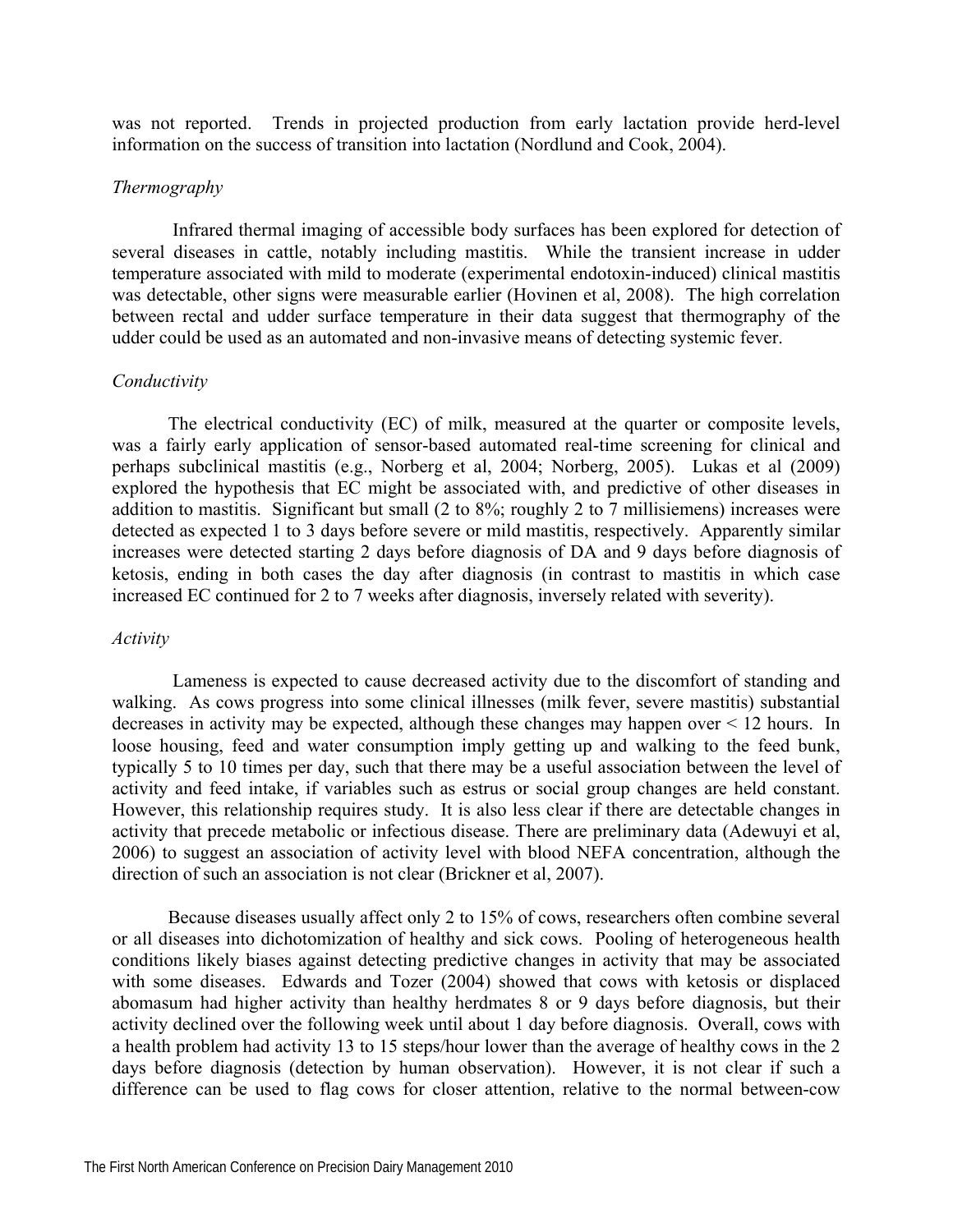was not reported. Trends in projected production from early lactation provide herd-level information on the success of transition into lactation (Nordlund and Cook, 2004).

### *Thermography*

Infrared thermal imaging of accessible body surfaces has been explored for detection of several diseases in cattle, notably including mastitis. While the transient increase in udder temperature associated with mild to moderate (experimental endotoxin-induced) clinical mastitis was detectable, other signs were measurable earlier (Hovinen et al, 2008). The high correlation between rectal and udder surface temperature in their data suggest that thermography of the udder could be used as an automated and non-invasive means of detecting systemic fever.

### *Conductivity*

The electrical conductivity (EC) of milk, measured at the quarter or composite levels, was a fairly early application of sensor-based automated real-time screening for clinical and perhaps subclinical mastitis (e.g., Norberg et al, 2004; Norberg, 2005). Lukas et al (2009) explored the hypothesis that EC might be associated with, and predictive of other diseases in addition to mastitis. Significant but small (2 to 8%; roughly 2 to 7 millisiemens) increases were detected as expected 1 to 3 days before severe or mild mastitis, respectively. Apparently similar increases were detected starting 2 days before diagnosis of DA and 9 days before diagnosis of ketosis, ending in both cases the day after diagnosis (in contrast to mastitis in which case increased EC continued for 2 to 7 weeks after diagnosis, inversely related with severity).

### *Activity*

Lameness is expected to cause decreased activity due to the discomfort of standing and walking. As cows progress into some clinical illnesses (milk fever, severe mastitis) substantial decreases in activity may be expected, although these changes may happen over < 12 hours. In loose housing, feed and water consumption imply getting up and walking to the feed bunk, typically 5 to 10 times per day, such that there may be a useful association between the level of activity and feed intake, if variables such as estrus or social group changes are held constant. However, this relationship requires study. It is also less clear if there are detectable changes in activity that precede metabolic or infectious disease. There are preliminary data (Adewuyi et al, 2006) to suggest an association of activity level with blood NEFA concentration, although the direction of such an association is not clear (Brickner et al, 2007).

Because diseases usually affect only 2 to 15% of cows, researchers often combine several or all diseases into dichotomization of healthy and sick cows. Pooling of heterogeneous health conditions likely biases against detecting predictive changes in activity that may be associated with some diseases. Edwards and Tozer (2004) showed that cows with ketosis or displaced abomasum had higher activity than healthy herdmates 8 or 9 days before diagnosis, but their activity declined over the following week until about 1 day before diagnosis. Overall, cows with a health problem had activity 13 to 15 steps/hour lower than the average of healthy cows in the 2 days before diagnosis (detection by human observation). However, it is not clear if such a difference can be used to flag cows for closer attention, relative to the normal between-cow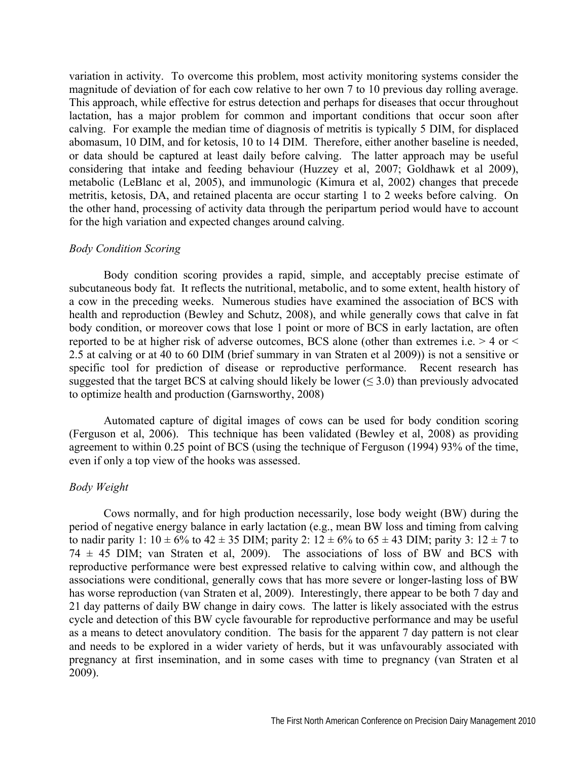variation in activity. To overcome this problem, most activity monitoring systems consider the magnitude of deviation of for each cow relative to her own 7 to 10 previous day rolling average. This approach, while effective for estrus detection and perhaps for diseases that occur throughout lactation, has a major problem for common and important conditions that occur soon after calving. For example the median time of diagnosis of metritis is typically 5 DIM, for displaced abomasum, 10 DIM, and for ketosis, 10 to 14 DIM. Therefore, either another baseline is needed, or data should be captured at least daily before calving. The latter approach may be useful considering that intake and feeding behaviour (Huzzey et al, 2007; Goldhawk et al 2009), metabolic (LeBlanc et al, 2005), and immunologic (Kimura et al, 2002) changes that precede metritis, ketosis, DA, and retained placenta are occur starting 1 to 2 weeks before calving. On the other hand, processing of activity data through the peripartum period would have to account for the high variation and expected changes around calving.

*Body Condition Scoring*

Body condition scoring provides a rapid, simple, and acceptably precise estimate of subcutaneous body fat. It reflects the nutritional, metabolic, and to some extent, health history of a cow in the preceding weeks. Numerous studies have examined the association of BCS with health and reproduction (Bewley and Schutz, 2008), and while generally cows that calve in fat body condition, or moreover cows that lose 1 point or more of BCS in early lactation, are often reported to be at higher risk of adverse outcomes, BCS alone (other than extremes i.e. > 4 or < 2.5 at calving or at 40 to 60 DIM (brief summary in van Straten et al 2009)) is not a sensitive or specific tool for prediction of disease or reproductive performance. Recent research has suggested that the target BCS at calving should likely be lower (≤ 3.0) than previously advocated to optimize health and production (Garnsworthy, 2008)

Automated capture of digital images of cows can be used for body condition scoring (Ferguson et al, 2006). This technique has been validated (Bewley et al, 2008) as providing agreement to within 0.25 point of BCS (using the technique of Ferguson (1994) 93% of the time, even if only a top view of the hooks was assessed.

*Body Weight*

Cows normally, and for high production necessarily, lose body weight (BW) during the period of negative energy balance in early lactation (e.g., mean BW loss and timing from calving to nadir parity 1: 10 ± 6% to 42 ± 35 DIM; parity 2: 12 ± 6% to 65 ± 43 DIM; parity 3: 12 ± 7 to 74 ± 45 DIM; van Straten et al, 2009). The associations of loss of BW and BCS with reproductive performance were best expressed relative to calving within cow, and although the associations were conditional, generally cows that has more severe or longer-lasting loss of BW has worse reproduction (van Straten et al, 2009). Interestingly, there appear to be both 7 day and 21 day patterns of daily BW change in dairy cows. The latter is likely associated with the estrus cycle and detection of this BW cycle favourable for reproductive performance and may be useful as a means to detect anovulatory condition. The basis for the apparent 7 day pattern is not clear and needs to be explored in a wider variety of herds, but it was unfavourably associated with pregnancy at first insemination, and in some cases with time to pregnancy (van Straten et al 2009).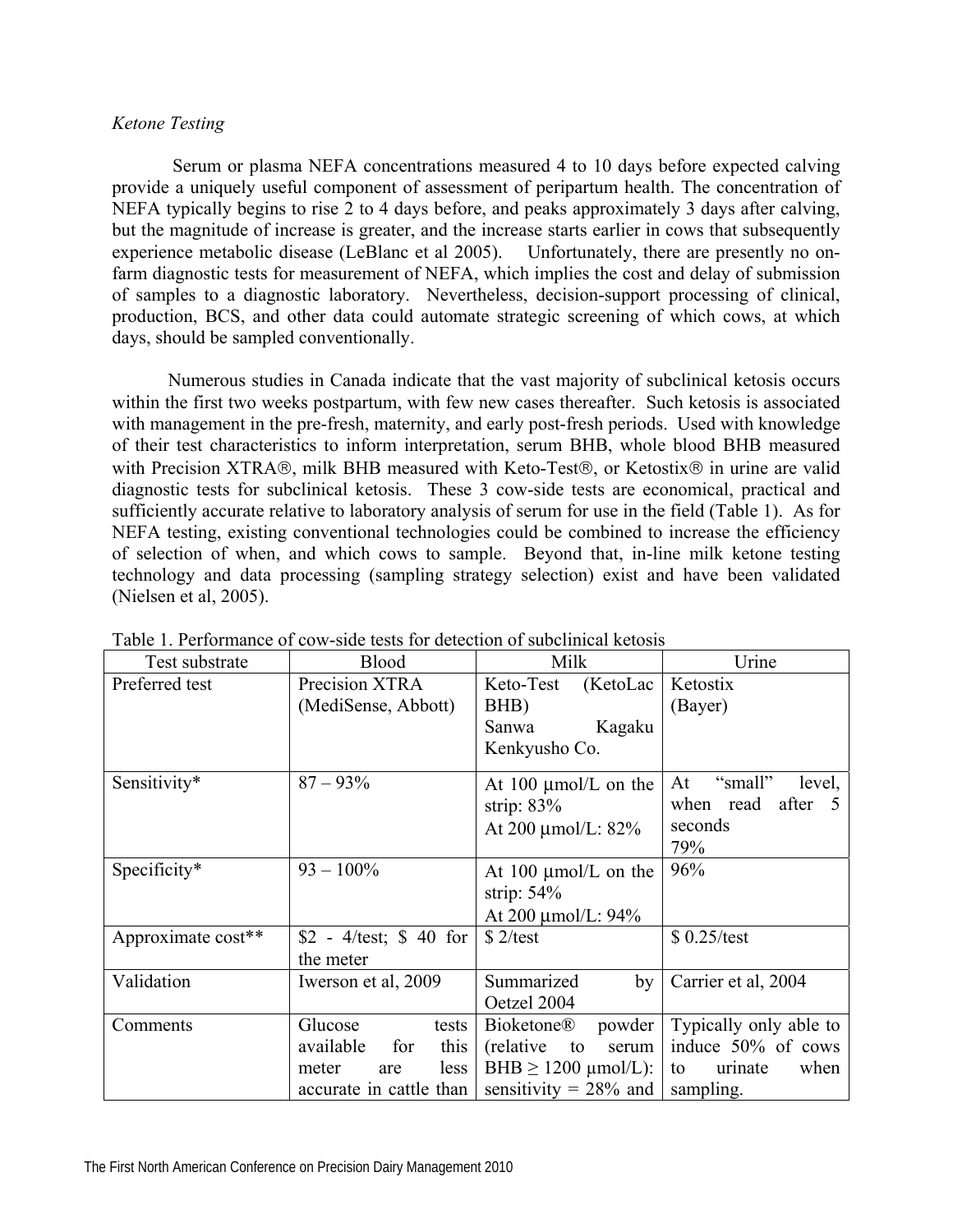*Ketone Testing*

Serum or plasma NEFA concentrations measured 4 to 10 days before expected calving provide a uniquely useful component of assessment of peripartum health. The concentration of NEFA typically begins to rise 2 to 4 days before, and peaks approximately 3 days after calving, but the magnitude of increase is greater, and the increase starts earlier in cows that subsequently experience metabolic disease (LeBlanc et al 2005). Unfortunately, there are presently no on-farm diagnostic tests for measurement of NEFA, which implies the cost and delay of submission of samples to a diagnostic laboratory. Nevertheless, decision-support processing of clinical, production, BCS, and other data could automate strategic screening of which cows, at which days, should be sampled conventionally.

Numerous studies in Canada indicate that the vast majority of subclinical ketosis occurs within the first two weeks postpartum, with few new cases thereafter. Such ketosis is associated with management in the pre-fresh, maternity, and early post-fresh periods. Used with knowledge of their test characteristics to inform interpretation, serum BHB, whole blood BHB measured with Precision XTRA®, milk BHB measured with Keto-Test®, or Ketostix® in urine are valid diagnostic tests for subclinical ketosis. These 3 cow-side tests are economical, practical and sufficiently accurate relative to laboratory analysis of serum for use in the field (Table 1). As for NEFA testing, existing conventional technologies could be combined to increase the efficiency of selection of when, and which cows to sample. Beyond that, in-line milk ketone testing technology and data processing (sampling strategy selection) exist and have been validated (Nielsen et al, 2005).

Table 1. Performance of cow-side tests for detection of subclinical ketosis

| Test substrate | Blood | Milk | Urine |
|---|---|---|---|
| Preferred test | Precision XTRA (MediSense, Abbott) | Keto-Test (KetoLac BHB) Sanwa Kagaku Kenkyusho Co. | Ketostix (Bayer) |
| Sensitivity* | 87 – 93% | At 100 µmol/L on the strip: 83% At 200 µmol/L: 82% | At "small" level, when read after 5 seconds 79% |
| Specificity* | 93 – 100% | At 100 µmol/L on the strip: 54% At 200 µmol/L: 94% | 96% |
| Approximate cost** | \$2 - 4/test; \$ 40 for the meter | \$ 2/test | \$ 0.25/test |
| Validation | Iwerson et al, 2009 | Summarized by Oetzel 2004 | Carrier et al, 2004 |
| Comments | Glucose tests available for this meter are less accurate in cattle than | Bioketone® powder (relative to serum BHB ≥ 1200 µmol/L): sensitivity = 28% and | Typically only able to induce 50% of cows to urinate when sampling. |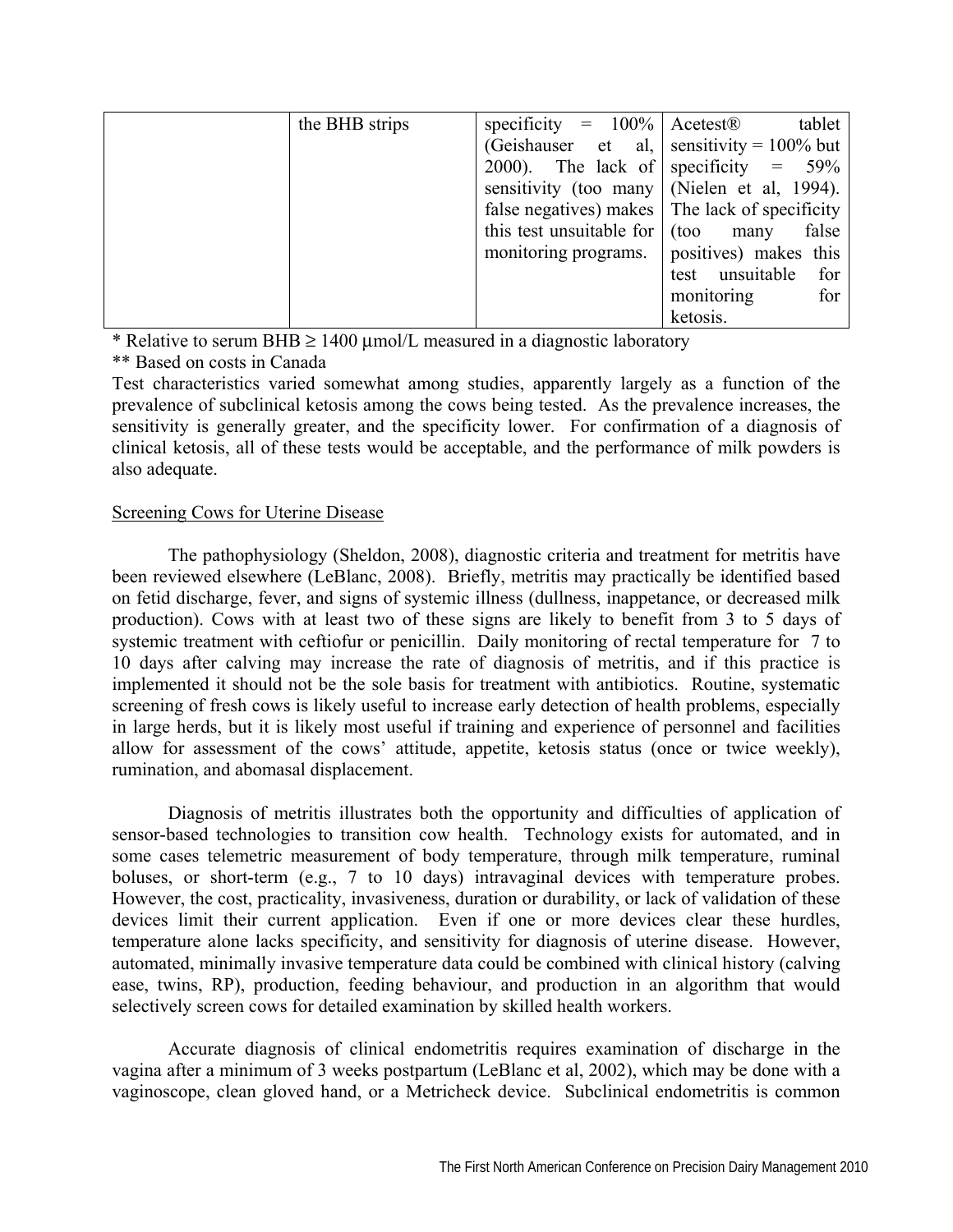|  | the BHB strips | specificity = 100% (Geishauser et al, 2000). The lack of sensitivity (too many false negatives) makes this test unsuitable for monitoring programs. | Acetest® tablet sensitivity = 100% but specificity = 59% (Nielen et al, 1994). The lack of specificity (too many false positives) makes this test unsuitable for monitoring for ketosis. |
|---|---|---|---|

* Relative to serum BHB ≥ 1400 µmol/L measured in a diagnostic laboratory

** Based on costs in Canada

Test characteristics varied somewhat among studies, apparently largely as a function of the prevalence of subclinical ketosis among the cows being tested. As the prevalence increases, the sensitivity is generally greater, and the specificity lower. For confirmation of a diagnosis of clinical ketosis, all of these tests would be acceptable, and the performance of milk powders is also adequate.

Screening Cows for Uterine Disease

The pathophysiology (Sheldon, 2008), diagnostic criteria and treatment for metritis have been reviewed elsewhere (LeBlanc, 2008). Briefly, metritis may practically be identified based on fetid discharge, fever, and signs of systemic illness (dullness, inappetance, or decreased milk production). Cows with at least two of these signs are likely to benefit from 3 to 5 days of systemic treatment with ceftiofur or penicillin. Daily monitoring of rectal temperature for 7 to 10 days after calving may increase the rate of diagnosis of metritis, and if this practice is implemented it should not be the sole basis for treatment with antibiotics. Routine, systematic screening of fresh cows is likely useful to increase early detection of health problems, especially in large herds, but it is likely most useful if training and experience of personnel and facilities allow for assessment of the cows' attitude, appetite, ketosis status (once or twice weekly), rumination, and abomasal displacement.

Diagnosis of metritis illustrates both the opportunity and difficulties of application of sensor-based technologies to transition cow health. Technology exists for automated, and in some cases telemetric measurement of body temperature, through milk temperature, ruminal boluses, or short-term (e.g., 7 to 10 days) intravaginal devices with temperature probes. However, the cost, practicality, invasiveness, duration or durability, or lack of validation of these devices limit their current application. Even if one or more devices clear these hurdles, temperature alone lacks specificity, and sensitivity for diagnosis of uterine disease. However, automated, minimally invasive temperature data could be combined with clinical history (calving ease, twins, RP), production, feeding behaviour, and production in an algorithm that would selectively screen cows for detailed examination by skilled health workers.

Accurate diagnosis of clinical endometritis requires examination of discharge in the vagina after a minimum of 3 weeks postpartum (LeBlanc et al, 2002), which may be done with a vaginoscope, clean gloved hand, or a Metricheck device. Subclinical endometritis is common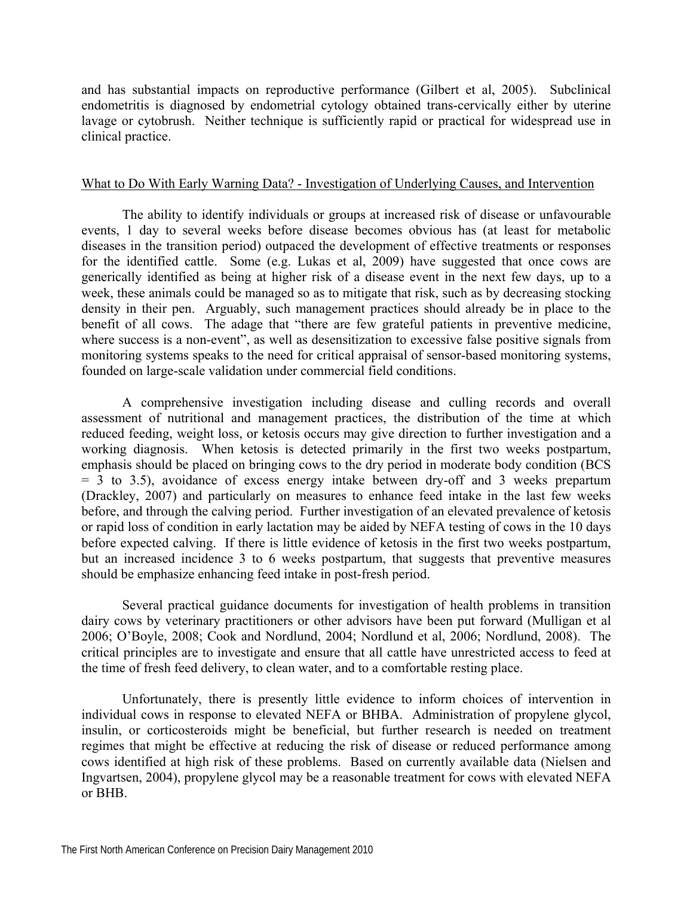and has substantial impacts on reproductive performance (Gilbert et al, 2005). Subclinical endometritis is diagnosed by endometrial cytology obtained trans-cervically either by uterine lavage or cytobrush. Neither technique is sufficiently rapid or practical for widespread use in clinical practice.

## What to Do With Early Warning Data? - Investigation of Underlying Causes, and Intervention

The ability to identify individuals or groups at increased risk of disease or unfavourable events, 1 day to several weeks before disease becomes obvious has (at least for metabolic diseases in the transition period) outpaced the development of effective treatments or responses for the identified cattle. Some (e.g. Lukas et al, 2009) have suggested that once cows are generically identified as being at higher risk of a disease event in the next few days, up to a week, these animals could be managed so as to mitigate that risk, such as by decreasing stocking density in their pen. Arguably, such management practices should already be in place to the benefit of all cows. The adage that "there are few grateful patients in preventive medicine, where success is a non-event", as well as desensitization to excessive false positive signals from monitoring systems speaks to the need for critical appraisal of sensor-based monitoring systems, founded on large-scale validation under commercial field conditions.

A comprehensive investigation including disease and culling records and overall assessment of nutritional and management practices, the distribution of the time at which reduced feeding, weight loss, or ketosis occurs may give direction to further investigation and a working diagnosis. When ketosis is detected primarily in the first two weeks postpartum, emphasis should be placed on bringing cows to the dry period in moderate body condition (BCS = 3 to 3.5), avoidance of excess energy intake between dry-off and 3 weeks prepartum (Drackley, 2007) and particularly on measures to enhance feed intake in the last few weeks before, and through the calving period. Further investigation of an elevated prevalence of ketosis or rapid loss of condition in early lactation may be aided by NEFA testing of cows in the 10 days before expected calving. If there is little evidence of ketosis in the first two weeks postpartum, but an increased incidence 3 to 6 weeks postpartum, that suggests that preventive measures should be emphasize enhancing feed intake in post-fresh period.

Several practical guidance documents for investigation of health problems in transition dairy cows by veterinary practitioners or other advisors have been put forward (Mulligan et al 2006; O'Boyle, 2008; Cook and Nordlund, 2004; Nordlund et al, 2006; Nordlund, 2008). The critical principles are to investigate and ensure that all cattle have unrestricted access to feed at the time of fresh feed delivery, to clean water, and to a comfortable resting place.

Unfortunately, there is presently little evidence to inform choices of intervention in individual cows in response to elevated NEFA or BHBA. Administration of propylene glycol, insulin, or corticosteroids might be beneficial, but further research is needed on treatment regimes that might be effective at reducing the risk of disease or reduced performance among cows identified at high risk of these problems. Based on currently available data (Nielsen and Ingvartsen, 2004), propylene glycol may be a reasonable treatment for cows with elevated NEFA or BHB.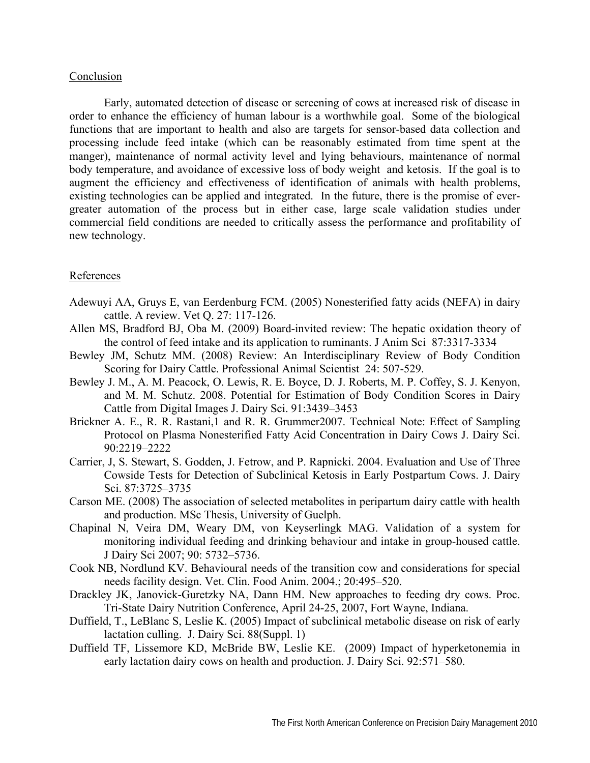## Conclusion

Early, automated detection of disease or screening of cows at increased risk of disease in order to enhance the efficiency of human labour is a worthwhile goal. Some of the biological functions that are important to health and also are targets for sensor-based data collection and processing include feed intake (which can be reasonably estimated from time spent at the manger), maintenance of normal activity level and lying behaviours, maintenance of normal body temperature, and avoidance of excessive loss of body weight and ketosis. If the goal is to augment the efficiency and effectiveness of identification of animals with health problems, existing technologies can be applied and integrated. In the future, there is the promise of ever-greater automation of the process but in either case, large scale validation studies under commercial field conditions are needed to critically assess the performance and profitability of new technology.

## References

Adewuyi AA, Gruys E, van Eerdenburg FCM. (2005) Nonesterified fatty acids (NEFA) in dairy cattle. A review. Vet Q. 27: 117-126.

Allen MS, Bradford BJ, Oba M. (2009) Board-invited review: The hepatic oxidation theory of the control of feed intake and its application to ruminants. J Anim Sci 87:3317-3334

Bewley JM, Schutz MM. (2008) Review: An Interdisciplinary Review of Body Condition Scoring for Dairy Cattle. Professional Animal Scientist 24: 507-529.

Bewley J. M., A. M. Peacock, O. Lewis, R. E. Boyce, D. J. Roberts, M. P. Coffey, S. J. Kenyon, and M. M. Schutz. 2008. Potential for Estimation of Body Condition Scores in Dairy Cattle from Digital Images J. Dairy Sci. 91:3439–3453

Brickner A. E., R. R. Rastani,1 and R. R. Grummer2007. Technical Note: Effect of Sampling Protocol on Plasma Nonesterified Fatty Acid Concentration in Dairy Cows J. Dairy Sci. 90:2219–2222

Carrier, J, S. Stewart, S. Godden, J. Fetrow, and P. Rapnicki. 2004. Evaluation and Use of Three Cowside Tests for Detection of Subclinical Ketosis in Early Postpartum Cows. J. Dairy Sci. 87:3725–3735

Carson ME. (2008) The association of selected metabolites in peripartum dairy cattle with health and production. MSc Thesis, University of Guelph.

Chapinal N, Veira DM, Weary DM, von Keyserlingk MAG. Validation of a system for monitoring individual feeding and drinking behaviour and intake in group-housed cattle. J Dairy Sci 2007; 90: 5732–5736.

Cook NB, Nordlund KV. Behavioural needs of the transition cow and considerations for special needs facility design. Vet. Clin. Food Anim. 2004.; 20:495–520.

Drackley JK, Janovick-Guretzky NA, Dann HM. New approaches to feeding dry cows. Proc. Tri-State Dairy Nutrition Conference, April 24-25, 2007, Fort Wayne, Indiana.

Duffield, T., LeBlanc S, Leslie K. (2005) Impact of subclinical metabolic disease on risk of early lactation culling. J. Dairy Sci. 88(Suppl. 1)

Duffield TF, Lissemore KD, McBride BW, Leslie KE. (2009) Impact of hyperketonemia in early lactation dairy cows on health and production. J. Dairy Sci. 92:571–580.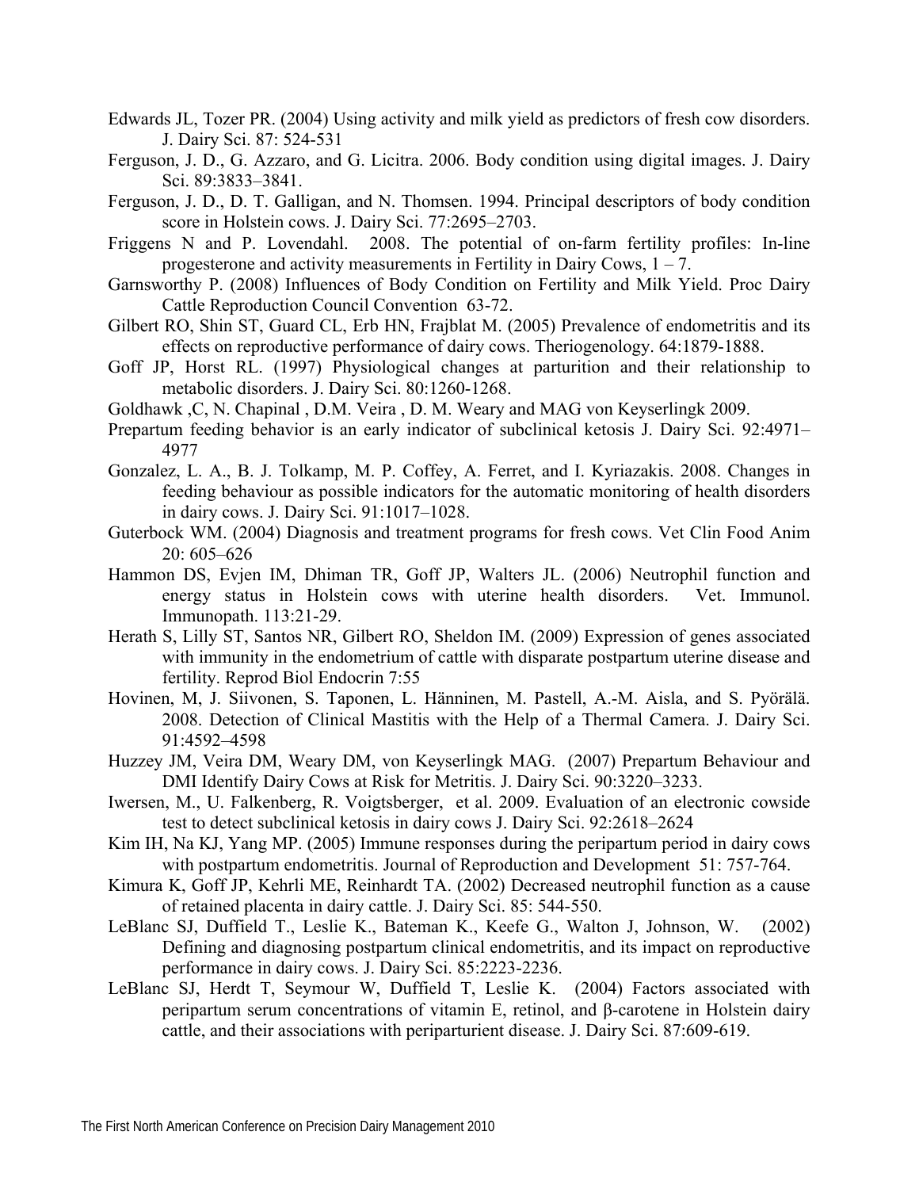Edwards JL, Tozer PR. (2004) Using activity and milk yield as predictors of fresh cow disorders. J. Dairy Sci. 87: 524-531

Ferguson, J. D., G. Azzaro, and G. Licitra. 2006. Body condition using digital images. J. Dairy Sci. 89:3833–3841.

Ferguson, J. D., D. T. Galligan, and N. Thomsen. 1994. Principal descriptors of body condition score in Holstein cows. J. Dairy Sci. 77:2695–2703.

Friggens N and P. Lovendahl. 2008. The potential of on-farm fertility profiles: In-line progesterone and activity measurements in Fertility in Dairy Cows, 1 – 7.

Garnsworthy P. (2008) Influences of Body Condition on Fertility and Milk Yield. Proc Dairy Cattle Reproduction Council Convention 63-72.

Gilbert RO, Shin ST, Guard CL, Erb HN, Frajblat M. (2005) Prevalence of endometritis and its effects on reproductive performance of dairy cows. Theriogenology. 64:1879-1888.

Goff JP, Horst RL. (1997) Physiological changes at parturition and their relationship to metabolic disorders. J. Dairy Sci. 80:1260-1268.

Goldhawk ,C, N. Chapinal , D.M. Veira , D. M. Weary and MAG von Keyserlingk 2009.

Prepartum feeding behavior is an early indicator of subclinical ketosis J. Dairy Sci. 92:4971–4977

Gonzalez, L. A., B. J. Tolkamp, M. P. Coffey, A. Ferret, and I. Kyriazakis. 2008. Changes in feeding behaviour as possible indicators for the automatic monitoring of health disorders in dairy cows. J. Dairy Sci. 91:1017–1028.

Guterbock WM. (2004) Diagnosis and treatment programs for fresh cows. Vet Clin Food Anim 20: 605–626

Hammon DS, Evjen IM, Dhiman TR, Goff JP, Walters JL. (2006) Neutrophil function and energy status in Holstein cows with uterine health disorders. Vet. Immunol. Immunopath. 113:21-29.

Herath S, Lilly ST, Santos NR, Gilbert RO, Sheldon IM. (2009) Expression of genes associated with immunity in the endometrium of cattle with disparate postpartum uterine disease and fertility. Reprod Biol Endocrin 7:55

Hovinen, M, J. Siivonen, S. Taponen, L. Hänninen, M. Pastell, A.-M. Aisla, and S. Pyörälä. 2008. Detection of Clinical Mastitis with the Help of a Thermal Camera. J. Dairy Sci. 91:4592–4598

Huzzey JM, Veira DM, Weary DM, von Keyserlingk MAG. (2007) Prepartum Behaviour and DMI Identify Dairy Cows at Risk for Metritis. J. Dairy Sci. 90:3220–3233.

Iwersen, M., U. Falkenberg, R. Voigtsberger, et al. 2009. Evaluation of an electronic cowside test to detect subclinical ketosis in dairy cows J. Dairy Sci. 92:2618–2624

Kim IH, Na KJ, Yang MP. (2005) Immune responses during the peripartum period in dairy cows with postpartum endometritis. Journal of Reproduction and Development 51: 757-764.

Kimura K, Goff JP, Kehrli ME, Reinhardt TA. (2002) Decreased neutrophil function as a cause of retained placenta in dairy cattle. J. Dairy Sci. 85: 544-550.

LeBlanc SJ, Duffield T., Leslie K., Bateman K., Keefe G., Walton J, Johnson, W. (2002) Defining and diagnosing postpartum clinical endometritis, and its impact on reproductive performance in dairy cows. J. Dairy Sci. 85:2223-2236.

LeBlanc SJ, Herdt T, Seymour W, Duffield T, Leslie K. (2004) Factors associated with peripartum serum concentrations of vitamin E, retinol, and β-carotene in Holstein dairy cattle, and their associations with periparturient disease. J. Dairy Sci. 87:609-619.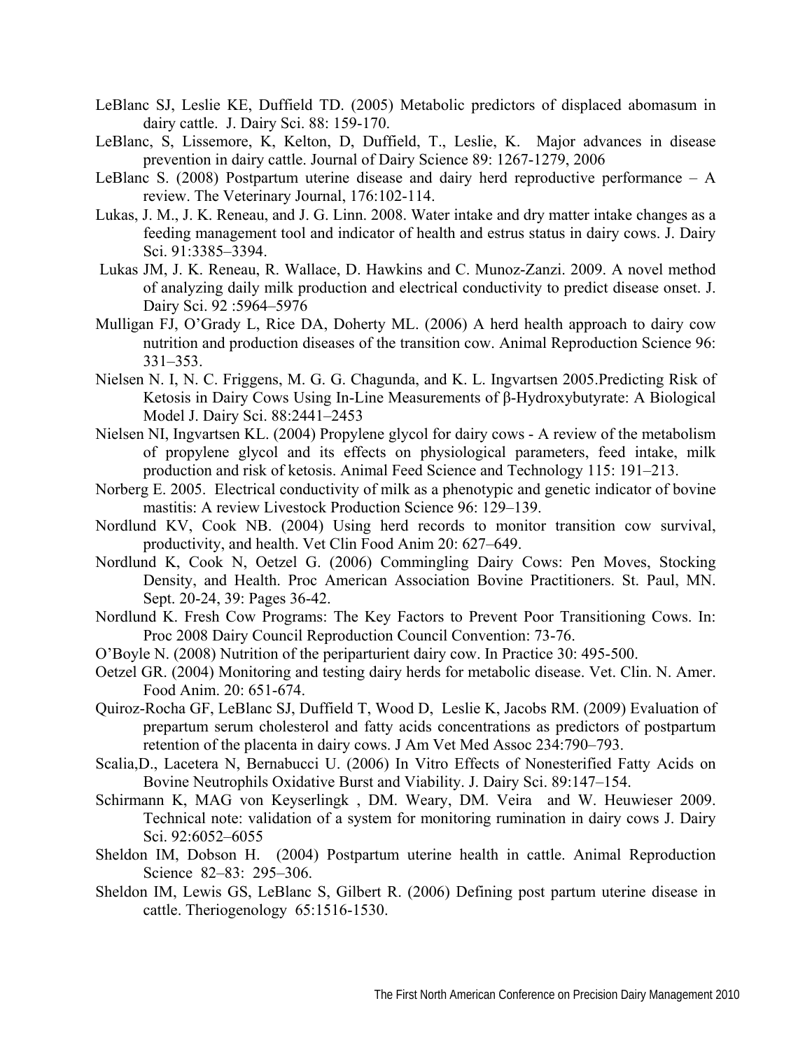LeBlanc SJ, Leslie KE, Duffield TD. (2005) Metabolic predictors of displaced abomasum in dairy cattle. J. Dairy Sci. 88: 159-170.

LeBlanc, S, Lissemore, K, Kelton, D, Duffield, T., Leslie, K. Major advances in disease prevention in dairy cattle. Journal of Dairy Science 89: 1267-1279, 2006

LeBlanc S. (2008) Postpartum uterine disease and dairy herd reproductive performance – A review. The Veterinary Journal, 176:102-114.

Lukas, J. M., J. K. Reneau, and J. G. Linn. 2008. Water intake and dry matter intake changes as a feeding management tool and indicator of health and estrus status in dairy cows. J. Dairy Sci. 91:3385–3394.

Lukas JM, J. K. Reneau, R. Wallace, D. Hawkins and C. Munoz-Zanzi. 2009. A novel method of analyzing daily milk production and electrical conductivity to predict disease onset. J. Dairy Sci. 92 :5964–5976

Mulligan FJ, O'Grady L, Rice DA, Doherty ML. (2006) A herd health approach to dairy cow nutrition and production diseases of the transition cow. Animal Reproduction Science 96: 331–353.

Nielsen N. I, N. C. Friggens, M. G. G. Chagunda, and K. L. Ingvartsen 2005.Predicting Risk of Ketosis in Dairy Cows Using In-Line Measurements of β-Hydroxybutyrate: A Biological Model J. Dairy Sci. 88:2441–2453

Nielsen NI, Ingvartsen KL. (2004) Propylene glycol for dairy cows - A review of the metabolism of propylene glycol and its effects on physiological parameters, feed intake, milk production and risk of ketosis. Animal Feed Science and Technology 115: 191–213.

Norberg E. 2005. Electrical conductivity of milk as a phenotypic and genetic indicator of bovine mastitis: A review Livestock Production Science 96: 129–139.

Nordlund KV, Cook NB. (2004) Using herd records to monitor transition cow survival, productivity, and health. Vet Clin Food Anim 20: 627–649.

Nordlund K, Cook N, Oetzel G. (2006) Commingling Dairy Cows: Pen Moves, Stocking Density, and Health. Proc American Association Bovine Practitioners. St. Paul, MN. Sept. 20-24, 39: Pages 36-42.

Nordlund K. Fresh Cow Programs: The Key Factors to Prevent Poor Transitioning Cows. In: Proc 2008 Dairy Council Reproduction Council Convention: 73-76.

O'Boyle N. (2008) Nutrition of the periparturient dairy cow. In Practice 30: 495-500.

Oetzel GR. (2004) Monitoring and testing dairy herds for metabolic disease. Vet. Clin. N. Amer. Food Anim. 20: 651-674.

Quiroz-Rocha GF, LeBlanc SJ, Duffield T, Wood D, Leslie K, Jacobs RM. (2009) Evaluation of prepartum serum cholesterol and fatty acids concentrations as predictors of postpartum retention of the placenta in dairy cows. J Am Vet Med Assoc 234:790–793.

Scalia,D., Lacetera N, Bernabucci U. (2006) In Vitro Effects of Nonesterified Fatty Acids on Bovine Neutrophils Oxidative Burst and Viability. J. Dairy Sci. 89:147–154.

Schirmann K, MAG von Keyserlingk , DM. Weary, DM. Veira and W. Heuwieser 2009. Technical note: validation of a system for monitoring rumination in dairy cows J. Dairy Sci. 92:6052–6055

Sheldon IM, Dobson H. (2004) Postpartum uterine health in cattle. Animal Reproduction Science 82–83: 295–306.

Sheldon IM, Lewis GS, LeBlanc S, Gilbert R. (2006) Defining post partum uterine disease in cattle. Theriogenology 65:1516-1530.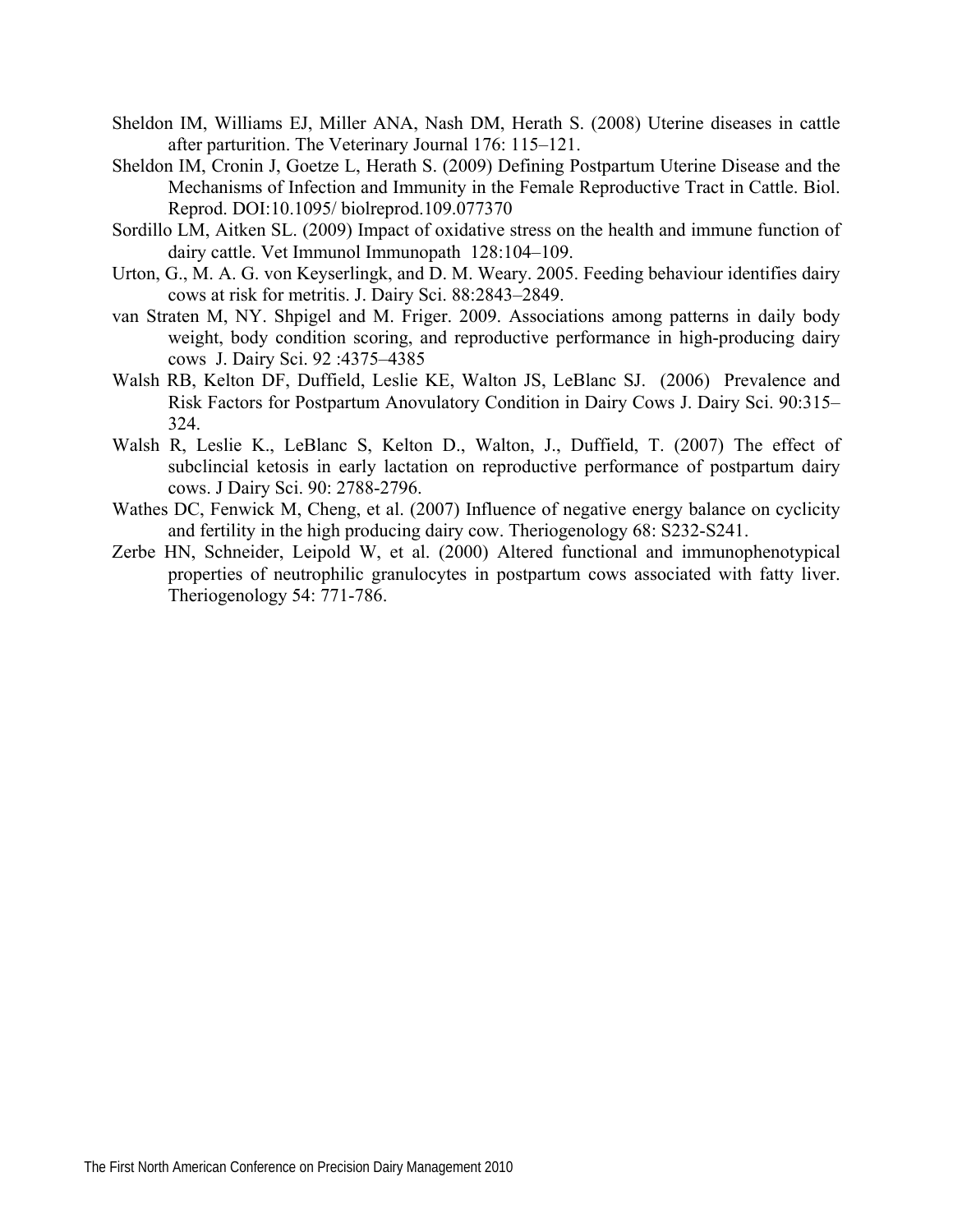Sheldon IM, Williams EJ, Miller ANA, Nash DM, Herath S. (2008) Uterine diseases in cattle after parturition. The Veterinary Journal 176: 115–121.

Sheldon IM, Cronin J, Goetze L, Herath S. (2009) Defining Postpartum Uterine Disease and the Mechanisms of Infection and Immunity in the Female Reproductive Tract in Cattle. Biol. Reprod. DOI:10.1095/ biolreprod.109.077370

Sordillo LM, Aitken SL. (2009) Impact of oxidative stress on the health and immune function of dairy cattle. Vet Immunol Immunopath 128:104–109.

Urton, G., M. A. G. von Keyserlingk, and D. M. Weary. 2005. Feeding behaviour identifies dairy cows at risk for metritis. J. Dairy Sci. 88:2843–2849.

van Straten M, NY. Shpigel and M. Friger. 2009. Associations among patterns in daily body weight, body condition scoring, and reproductive performance in high-producing dairy cows J. Dairy Sci. 92 :4375–4385

Walsh RB, Kelton DF, Duffield, Leslie KE, Walton JS, LeBlanc SJ. (2006) Prevalence and Risk Factors for Postpartum Anovulatory Condition in Dairy Cows J. Dairy Sci. 90:315–324.

Walsh R, Leslie K., LeBlanc S, Kelton D., Walton, J., Duffield, T. (2007) The effect of subclincial ketosis in early lactation on reproductive performance of postpartum dairy cows. J Dairy Sci. 90: 2788-2796.

Wathes DC, Fenwick M, Cheng, et al. (2007) Influence of negative energy balance on cyclicity and fertility in the high producing dairy cow. Theriogenology 68: S232-S241.

Zerbe HN, Schneider, Leipold W, et al. (2000) Altered functional and immunophenotypical properties of neutrophilic granulocytes in postpartum cows associated with fatty liver. Theriogenology 54: 771-786.